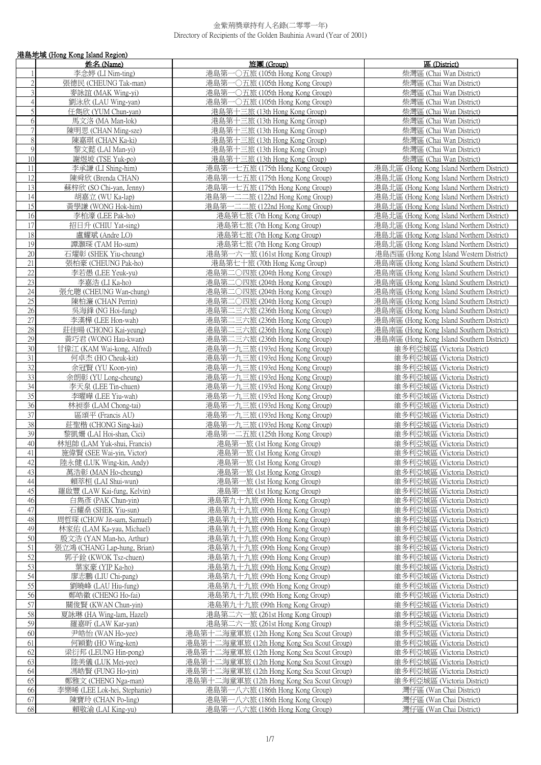金紫荊獎章持有人名錄(二零零一年)
Directory of Recipients of the Golden Bauhinia Award (Year of 2001)

## 港島地域 (Hong Kong Island Region)

| | 姓名 (Name) | 旅團 (Group) | 區 (District) |
|---|---|---|---|
| 1 | 李念婷 (LI Nim-ting) | 港島第一○五旅 (105th Hong Kong Group) | 柴灣區 (Chai Wan District) |
| 2 | 張德民 (CHEUNG Tak-man) | 港島第一○五旅 (105th Hong Kong Group) | 柴灣區 (Chai Wan District) |
| 3 | 麥詠誼 (MAK Wing-yi) | 港島第一○五旅 (105th Hong Kong Group) | 柴灣區 (Chai Wan District) |
| 4 | 劉泳欣 (LAU Wing-yan) | 港島第一○五旅 (105th Hong Kong Group) | 柴灣區 (Chai Wan District) |
| 5 | 任雋欣 (YUM Chun-yan) | 港島第十三旅 (13th Hong Kong Group) | 柴灣區 (Chai Wan District) |
| 6 | 馬文洛 (MA Man-lok) | 港島第十三旅 (13th Hong Kong Group) | 柴灣區 (Chai Wan District) |
| 7 | 陳明思 (CHAN Ming-sze) | 港島第十三旅 (13th Hong Kong Group) | 柴灣區 (Chai Wan District) |
| 8 | 陳嘉琪 (CHAN Ka-ki) | 港島第十三旅 (13th Hong Kong Group) | 柴灣區 (Chai Wan District) |
| 9 | 黎文懿 (LAI Man-yi) | 港島第十三旅 (13th Hong Kong Group) | 柴灣區 (Chai Wan District) |
| 10 | 謝煜坡 (TSE Yuk-po) | 港島第十三旅 (13th Hong Kong Group) | 柴灣區 (Chai Wan District) |
| 11 | 李承謙 (LI Shing-him) | 港島第一七五旅 (175th Hong Kong Group) | 港島北區 (Hong Kong Island Northern District) |
| 12 | 陳舜欣 (Brenda CHAN) | 港島第一七五旅 (175th Hong Kong Group) | 港島北區 (Hong Kong Island Northern District) |
| 13 | 蘇梓欣 (SO Chi-yan, Jenny) | 港島第一七五旅 (175th Hong Kong Group) | 港島北區 (Hong Kong Island Northern District) |
| 14 | 胡嘉立 (WU Ka-lap) | 港島第一二二旅 (122nd Hong Kong Group) | 港島北區 (Hong Kong Island Northern District) |
| 15 | 黃學謙 (WONG Hok-him) | 港島第一二二旅 (122nd Hong Kong Group) | 港島北區 (Hong Kong Island Northern District) |
| 16 | 李柏濠 (LEE Pak-ho) | 港島第七旅 (7th Hong Kong Group) | 港島北區 (Hong Kong Island Northern District) |
| 17 | 招日升 (CHIU Yat-sing) | 港島第七旅 (7th Hong Kong Group) | 港島北區 (Hong Kong Island Northern District) |
| 18 | 盧耀斌 (Andre LO) | 港島第七旅 (7th Hong Kong Group) | 港島北區 (Hong Kong Island Northern District) |
| 19 | 譚灝琛 (TAM Ho-sum) | 港島第七旅 (7th Hong Kong Group) | 港島北區 (Hong Kong Island Northern District) |
| 20 | 石燿彰 (SHEK Yiu-cheung) | 港島第一六一旅 (161st Hong Kong Group) | 港島西區 (Hong Kong Island Western District) |
| 21 | 張柏豪 (CHEUNG Pak-ho) | 港島第七十旅 (70th Hong Kong Group) | 港島南區 (Hong Kong Island Southern District) |
| 22 | 李若愚 (LEE Yeuk-yu) | 港島第二○四旅 (204th Hong Kong Group) | 港島南區 (Hong Kong Island Southern District) |
| 23 | 李嘉浩 (LI Ka-ho) | 港島第二○四旅 (204th Hong Kong Group) | 港島南區 (Hong Kong Island Southern District) |
| 24 | 張允聰 (CHEUNG Wan-chung) | 港島第二○四旅 (204th Hong Kong Group) | 港島南區 (Hong Kong Island Southern District) |
| 25 | 陳柏濂 (CHAN Perrin) | 港島第二○四旅 (204th Hong Kong Group) | 港島南區 (Hong Kong Island Southern District) |
| 26 | 吳海鋒 (NG Hoi-fung) | 港島第二三六旅 (236th Hong Kong Group) | 港島南區 (Hong Kong Island Southern District) |
| 27 | 李漢樺 (LEE Hon-wah) | 港島第二三六旅 (236th Hong Kong Group) | 港島南區 (Hong Kong Island Southern District) |
| 28 | 莊佳暘 (CHONG Kai-yeung) | 港島第二三六旅 (236th Hong Kong Group) | 港島南區 (Hong Kong Island Southern District) |
| 29 | 黃巧君 (WONG Hau-kwan) | 港島第二三六旅 (236th Hong Kong Group) | 港島南區 (Hong Kong Island Southern District) |
| 30 | 甘偉江 (KAM Wai-kong, Alfred) | 港島第一九三旅 (193rd Hong Kong Group) | 維多利亞城區 (Victoria District) |
| 31 | 何卓杰 (HO Cheuk-kit) | 港島第一九三旅 (193rd Hong Kong Group) | 維多利亞城區 (Victoria District) |
| 32 | 余冠賢 (YU Koon-yin) | 港島第一九三旅 (193rd Hong Kong Group) | 維多利亞城區 (Victoria District) |
| 33 | 余朗彰 (YU Long-cheung) | 港島第一九三旅 (193rd Hong Kong Group) | 維多利亞城區 (Victoria District) |
| 34 | 李天泉 (LEE Tin-chuen) | 港島第一九三旅 (193rd Hong Kong Group) | 維多利亞城區 (Victoria District) |
| 35 | 李曜嘩 (LEE Yiu-wah) | 港島第一九三旅 (193rd Hong Kong Group) | 維多利亞城區 (Victoria District) |
| 36 | 林昶泰 (LAM Chong-tai) | 港島第一九三旅 (193rd Hong Kong Group) | 維多利亞城區 (Victoria District) |
| 37 | 區頌平 (Francis AU) | 港島第一九三旅 (193rd Hong Kong Group) | 維多利亞城區 (Victoria District) |
| 38 | 莊聖楷 (CHONG Sing-kai) | 港島第一九三旅 (193rd Hong Kong Group) | 維多利亞城區 (Victoria District) |
| 39 | 黎凱姍 (LAI Hoi-shan, Cici) | 港島第一二五旅 (125th Hong Kong Group) | 維多利亞城區 (Victoria District) |
| 40 | 林旭帥 (LAM Yuk-shui, Francis) | 港島第一旅 (1st Hong Kong Group) | 維多利亞城區 (Victoria District) |
| 41 | 施偉賢 (SEE Wai-yin, Victor) | 港島第一旅 (1st Hong Kong Group) | 維多利亞城區 (Victoria District) |
| 42 | 陸永健 (LUK Wing-kin, Andy) | 港島第一旅 (1st Hong Kong Group) | 維多利亞城區 (Victoria District) |
| 43 | 萬浩彰 (MAN Ho-cheung) | 港島第一旅 (1st Hong Kong Group) | 維多利亞城區 (Victoria District) |
| 44 | 賴萃桓 (LAI Shui-wun) | 港島第一旅 (1st Hong Kong Group) | 維多利亞城區 (Victoria District) |
| 45 | 羅啟豐 (LAW Kai-fung, Kelvin) | 港島第一旅 (1st Hong Kong Group) | 維多利亞城區 (Victoria District) |
| 46 | 白雋彥 (PAK Chun-yin) | 港島第九十九旅 (99th Hong Kong Group) | 維多利亞城區 (Victoria District) |
| 47 | 石耀燊 (SHEK Yiu-sun) | 港島第九十九旅 (99th Hong Kong Group) | 維多利亞城區 (Victoria District) |
| 48 | 周哲琛 (CHOW Jit-sam, Samuel) | 港島第九十九旅 (99th Hong Kong Group) | 維多利亞城區 (Victoria District) |
| 49 | 林家佑 (LAM Ka-yau, Michael) | 港島第九十九旅 (99th Hong Kong Group) | 維多利亞城區 (Victoria District) |
| 50 | 殷文浩 (YAN Man-ho, Arthur) | 港島第九十九旅 (99th Hong Kong Group) | 維多利亞城區 (Victoria District) |
| 51 | 張立鴻 (CHANG Lap-hung, Brian) | 港島第九十九旅 (99th Hong Kong Group) | 維多利亞城區 (Victoria District) |
| 52 | 郭子銓 (KWOK Tsz-chuen) | 港島第九十九旅 (99th Hong Kong Group) | 維多利亞城區 (Victoria District) |
| 53 | 葉家豪 (YIP Ka-ho) | 港島第九十九旅 (99th Hong Kong Group) | 維多利亞城區 (Victoria District) |
| 54 | 廖志鵬 (LIU Chi-pang) | 港島第九十九旅 (99th Hong Kong Group) | 維多利亞城區 (Victoria District) |
| 55 | 劉曉峰 (LAU Hiu-fung) | 港島第九十九旅 (99th Hong Kong Group) | 維多利亞城區 (Victoria District) |
| 56 | 鄭皓徽 (CHENG Ho-fai) | 港島第九十九旅 (99th Hong Kong Group) | 維多利亞城區 (Victoria District) |
| 57 | 關俊賢 (KWAN Chun-yin) | 港島第九十九旅 (99th Hong Kong Group) | 維多利亞城區 (Victoria District) |
| 58 | 夏詠琳 (HA Wing-lam, Hazel) | 港島第二六一旅 (261st Hong Kong Group) | 維多利亞城區 (Victoria District) |
| 59 | 羅嘉昕 (LAW Kar-yan) | 港島第二六一旅 (261st Hong Kong Group) | 維多利亞城區 (Victoria District) |
| 60 | 尹皓怡 (WAN Ho-yee) | 港島第十二海童軍旅 (12th Hong Kong Sea Scout Group) | 維多利亞城區 (Victoria District) |
| 61 | 何穎勤 (HO Wing-ken) | 港島第十二海童軍旅 (12th Hong Kong Sea Scout Group) | 維多利亞城區 (Victoria District) |
| 62 | 梁衍邦 (LEUNG Hin-pong) | 港島第十二海童軍旅 (12th Hong Kong Sea Scout Group) | 維多利亞城區 (Victoria District) |
| 63 | 陸美儀 (LUK Mei-yee) | 港島第十二海童軍旅 (12th Hong Kong Sea Scout Group) | 維多利亞城區 (Victoria District) |
| 64 | 馮皓賢 (FUNG Ho-yin) | 港島第十二海童軍旅 (12th Hong Kong Sea Scout Group) | 維多利亞城區 (Victoria District) |
| 65 | 鄭雅文 (CHENG Nga-man) | 港島第十二海童軍旅 (12th Hong Kong Sea Scout Group) | 維多利亞城區 (Victoria District) |
| 66 | 李樂晞 (LEE Lok-hei, Stephanie) | 港島第一八六旅 (186th Hong Kong Group) | 灣仔區 (Wan Chai District) |
| 67 | 陳寶玲 (CHAN Po-ling) | 港島第一八六旅 (186th Hong Kong Group) | 灣仔區 (Wan Chai District) |
| 68 | 賴敬渝 (LAI King-yu) | 港島第一八六旅 (186th Hong Kong Group) | 灣仔區 (Wan Chai District) |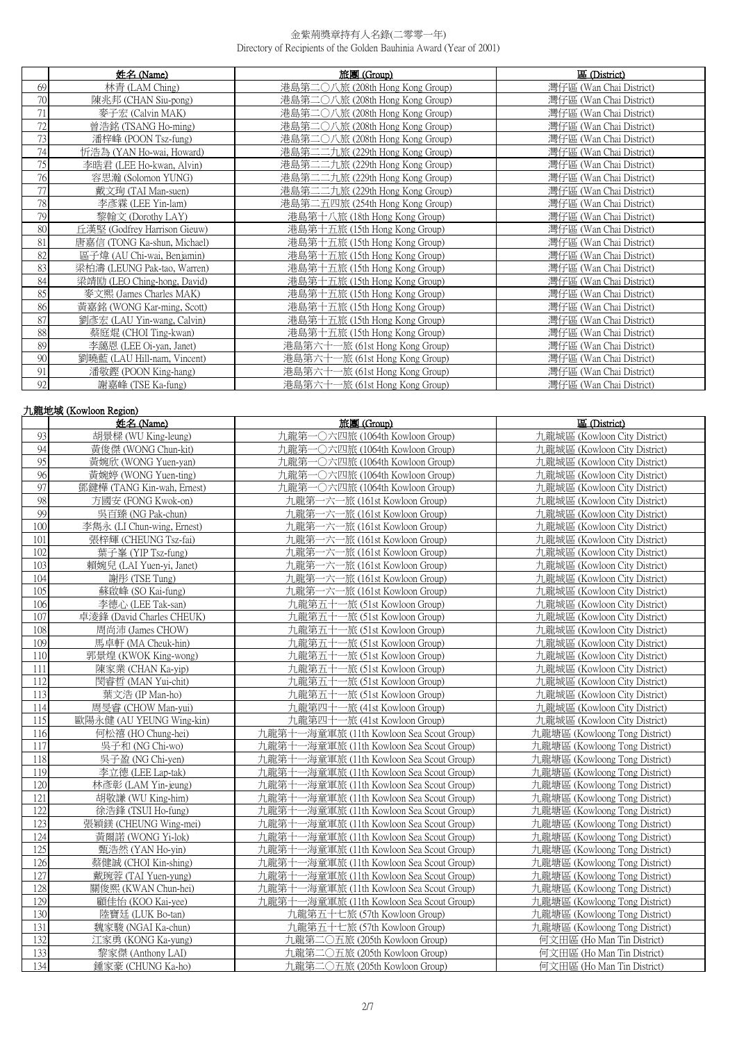| | 姓名 (Name) | 旅團 (Group) | 區 (District) |
|---|---|---|---|
| 69 | 林青 (LAM Ching) | 港島第二〇八旅 (208th Hong Kong Group) | 灣仔區 (Wan Chai District) |
| 70 | 陳兆邦 (CHAN Siu-pong) | 港島第二〇八旅 (208th Hong Kong Group) | 灣仔區 (Wan Chai District) |
| 71 | 麥子宏 (Calvin MAK) | 港島第二〇八旅 (208th Hong Kong Group) | 灣仔區 (Wan Chai District) |
| 72 | 曾浩銘 (TSANG Ho-ming) | 港島第二〇八旅 (208th Hong Kong Group) | 灣仔區 (Wan Chai District) |
| 73 | 潘梓峰 (POON Tsz-fung) | 港島第二〇八旅 (208th Hong Kong Group) | 灣仔區 (Wan Chai District) |
| 74 | 忻浩為 (YAN Ho-wai, Howard) | 港島第二二九旅 (229th Hong Kong Group) | 灣仔區 (Wan Chai District) |
| 75 | 李皓君 (LEE Ho-kwan, Alvin) | 港島第二二九旅 (229th Hong Kong Group) | 灣仔區 (Wan Chai District) |
| 76 | 容思瀚 (Solomon YUNG) | 港島第二二九旅 (229th Hong Kong Group) | 灣仔區 (Wan Chai District) |
| 77 | 戴文珣 (TAI Man-suen) | 港島第二二九旅 (229th Hong Kong Group) | 灣仔區 (Wan Chai District) |
| 78 | 李彥霖 (LEE Yin-lam) | 港島第二五四旅 (254th Hong Kong Group) | 灣仔區 (Wan Chai District) |
| 79 | 黎翰文 (Dorothy LAY) | 港島第十八旅 (18th Hong Kong Group) | 灣仔區 (Wan Chai District) |
| 80 | 丘漢堅 (Godfrey Harrison Gieuw) | 港島第十五旅 (15th Hong Kong Group) | 灣仔區 (Wan Chai District) |
| 81 | 唐嘉信 (TONG Ka-shun, Michael) | 港島第十五旅 (15th Hong Kong Group) | 灣仔區 (Wan Chai District) |
| 82 | 區子煒 (AU Chi-wai, Benjamin) | 港島第十五旅 (15th Hong Kong Group) | 灣仔區 (Wan Chai District) |
| 83 | 梁柏濤 (LEUNG Pak-tao, Warren) | 港島第十五旅 (15th Hong Kong Group) | 灣仔區 (Wan Chai District) |
| 84 | 梁靖勛 (LEO Ching-hong, David) | 港島第十五旅 (15th Hong Kong Group) | 灣仔區 (Wan Chai District) |
| 85 | 麥文熙 (James Charles MAK) | 港島第十五旅 (15th Hong Kong Group) | 灣仔區 (Wan Chai District) |
| 86 | 黃嘉銘 (WONG Kar-ming, Scott) | 港島第十五旅 (15th Hong Kong Group) | 灣仔區 (Wan Chai District) |
| 87 | 劉彥宏 (LAU Yin-wang, Calvin) | 港島第十五旅 (15th Hong Kong Group) | 灣仔區 (Wan Chai District) |
| 88 | 蔡庭焜 (CHOI Ting-kwan) | 港島第十五旅 (15th Hong Kong Group) | 灣仔區 (Wan Chai District) |
| 89 | 李藹恩 (LEE Oi-yan, Janet) | 港島第六十一旅 (61st Hong Kong Group) | 灣仔區 (Wan Chai District) |
| 90 | 劉曉藍 (LAU Hill-nam, Vincent) | 港島第六十一旅 (61st Hong Kong Group) | 灣仔區 (Wan Chai District) |
| 91 | 潘敬鏗 (POON King-hang) | 港島第六十一旅 (61st Hong Kong Group) | 灣仔區 (Wan Chai District) |
| 92 | 謝嘉峰 (TSE Ka-fung) | 港島第六十一旅 (61st Hong Kong Group) | 灣仔區 (Wan Chai District) |

## 九龍地域 (Kowloon Region)

| | 姓名 (Name) | 旅團 (Group) | 區 (District) |
|---|---|---|---|
| 93 | 胡景樑 (WU King-leung) | 九龍第一〇六四旅 (1064th Kowloon Group) | 九龍城區 (Kowloon City District) |
| 94 | 黃俊傑 (WONG Chun-kit) | 九龍第一〇六四旅 (1064th Kowloon Group) | 九龍城區 (Kowloon City District) |
| 95 | 黃婉欣 (WONG Yuen-yan) | 九龍第一〇六四旅 (1064th Kowloon Group) | 九龍城區 (Kowloon City District) |
| 96 | 黃婉婷 (WONG Yuen-ting) | 九龍第一〇六四旅 (1064th Kowloon Group) | 九龍城區 (Kowloon City District) |
| 97 | 鄧鍵樺 (TANG Kin-wah, Ernest) | 九龍第一〇六四旅 (1064th Kowloon Group) | 九龍城區 (Kowloon City District) |
| 98 | 方國安 (FONG Kwok-on) | 九龍第一六一旅 (161st Kowloon Group) | 九龍城區 (Kowloon City District) |
| 99 | 吳百臻 (NG Pak-chun) | 九龍第一六一旅 (161st Kowloon Group) | 九龍城區 (Kowloon City District) |
| 100 | 李雋永 (LI Chun-wing, Ernest) | 九龍第一六一旅 (161st Kowloon Group) | 九龍城區 (Kowloon City District) |
| 101 | 張梓輝 (CHEUNG Tsz-fai) | 九龍第一六一旅 (161st Kowloon Group) | 九龍城區 (Kowloon City District) |
| 102 | 葉子峯 (YIP Tsz-fung) | 九龍第一六一旅 (161st Kowloon Group) | 九龍城區 (Kowloon City District) |
| 103 | 賴婉兒 (LAI Yuen-yi, Janet) | 九龍第一六一旅 (161st Kowloon Group) | 九龍城區 (Kowloon City District) |
| 104 | 謝彤 (TSE Tung) | 九龍第一六一旅 (161st Kowloon Group) | 九龍城區 (Kowloon City District) |
| 105 | 蘇啟峰 (SO Kai-fung) | 九龍第一六一旅 (161st Kowloon Group) | 九龍城區 (Kowloon City District) |
| 106 | 李德心 (LEE Tak-san) | 九龍第五十一旅 (51st Kowloon Group) | 九龍城區 (Kowloon City District) |
| 107 | 卓淩鋒 (David Charles CHEUK) | 九龍第五十一旅 (51st Kowloon Group) | 九龍城區 (Kowloon City District) |
| 108 | 周尚沛 (James CHOW) | 九龍第五十一旅 (51st Kowloon Group) | 九龍城區 (Kowloon City District) |
| 109 | 馬卓軒 (MA Cheuk-hin) | 九龍第五十一旅 (51st Kowloon Group) | 九龍城區 (Kowloon City District) |
| 110 | 郭景煌 (KWOK King-wong) | 九龍第五十一旅 (51st Kowloon Group) | 九龍城區 (Kowloon City District) |
| 111 | 陳家業 (CHAN Ka-yip) | 九龍第五十一旅 (51st Kowloon Group) | 九龍城區 (Kowloon City District) |
| 112 | 閔睿哲 (MAN Yui-chit) | 九龍第五十一旅 (51st Kowloon Group) | 九龍城區 (Kowloon City District) |
| 113 | 葉文浩 (IP Man-ho) | 九龍第五十一旅 (51st Kowloon Group) | 九龍城區 (Kowloon City District) |
| 114 | 周旻睿 (CHOW Man-yui) | 九龍第四十一旅 (41st Kowloon Group) | 九龍城區 (Kowloon City District) |
| 115 | 歐陽永健 (AU YEUNG Wing-kin) | 九龍第四十一旅 (41st Kowloon Group) | 九龍城區 (Kowloon City District) |
| 116 | 何松禧 (HO Chung-hei) | 九龍第十一海童軍旅 (11th Kowloon Sea Scout Group) | 九龍塘區 (Kowloong Tong District) |
| 117 | 吳子和 (NG Chi-wo) | 九龍第十一海童軍旅 (11th Kowloon Sea Scout Group) | 九龍塘區 (Kowloong Tong District) |
| 118 | 吳子盈 (NG Chi-yen) | 九龍第十一海童軍旅 (11th Kowloon Sea Scout Group) | 九龍塘區 (Kowloong Tong District) |
| 119 | 李立德 (LEE Lap-tak) | 九龍第十一海童軍旅 (11th Kowloon Sea Scout Group) | 九龍塘區 (Kowloong Tong District) |
| 120 | 林彥彰 (LAM Yin-jeung) | 九龍第十一海童軍旅 (11th Kowloon Sea Scout Group) | 九龍塘區 (Kowloong Tong District) |
| 121 | 胡敬謙 (WU King-him) | 九龍第十一海童軍旅 (11th Kowloon Sea Scout Group) | 九龍塘區 (Kowloong Tong District) |
| 122 | 徐浩鋒 (TSUI Ho-fung) | 九龍第十一海童軍旅 (11th Kowloon Sea Scout Group) | 九龍塘區 (Kowloong Tong District) |
| 123 | 張穎鎂 (CHEUNG Wing-mei) | 九龍第十一海童軍旅 (11th Kowloon Sea Scout Group) | 九龍塘區 (Kowloong Tong District) |
| 124 | 黃爾諾 (WONG Yi-lok) | 九龍第十一海童軍旅 (11th Kowloon Sea Scout Group) | 九龍塘區 (Kowloong Tong District) |
| 125 | 甄浩然 (YAN Ho-yin) | 九龍第十一海童軍旅 (11th Kowloon Sea Scout Group) | 九龍塘區 (Kowloong Tong District) |
| 126 | 蔡健誠 (CHOI Kin-shing) | 九龍第十一海童軍旅 (11th Kowloon Sea Scout Group) | 九龍塘區 (Kowloong Tong District) |
| 127 | 戴琬蓉 (TAI Yuen-yung) | 九龍第十一海童軍旅 (11th Kowloon Sea Scout Group) | 九龍塘區 (Kowloong Tong District) |
| 128 | 關俊熙 (KWAN Chun-hei) | 九龍第十一海童軍旅 (11th Kowloon Sea Scout Group) | 九龍塘區 (Kowloong Tong District) |
| 129 | 顧佳怡 (KOO Kai-yee) | 九龍第十一海童軍旅 (11th Kowloon Sea Scout Group) | 九龍塘區 (Kowloong Tong District) |
| 130 | 陸寶廷 (LUK Bo-tan) | 九龍第五十七旅 (57th Kowloon Group) | 九龍塘區 (Kowloong Tong District) |
| 131 | 魏家駿 (NGAI Ka-chun) | 九龍第五十七旅 (57th Kowloon Group) | 九龍塘區 (Kowloong Tong District) |
| 132 | 江家勇 (KONG Ka-yung) | 九龍第二〇五旅 (205th Kowloon Group) | 何文田區 (Ho Man Tin District) |
| 133 | 黎家傑 (Anthony LAI) | 九龍第二〇五旅 (205th Kowloon Group) | 何文田區 (Ho Man Tin District) |
| 134 | 鍾家豪 (CHUNG Ka-ho) | 九龍第二〇五旅 (205th Kowloon Group) | 何文田區 (Ho Man Tin District) |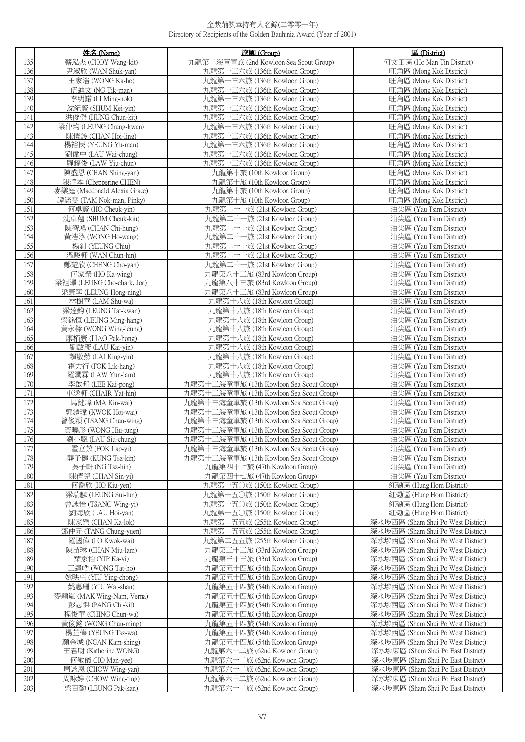金紫荊獎章持有人名錄(二零零一年)
Directory of Recipients of the Golden Bauhinia Award (Year of 2001)

| | 姓名 (Name) | 旅團 (Group) | 區 (District) |
|---|---|---|---|
| 135 | 蔡泓杰 (CHOY Wang-kit) | 九龍第二海童軍旅 (2nd Kowloon Sea Scout Group) | 何文田區 (Ho Man Tin District) |
| 136 | 尹淑欣 (WAN Shuk-yan) | 九龍第一三六旅 (136th Kowloon Group) | 旺角區 (Mong Kok District) |
| 137 | 王家浩 (WONG Ka-ho) | 九龍第一三六旅 (136th Kowloon Group) | 旺角區 (Mong Kok District) |
| 138 | 伍廸文 (NG Tik-man) | 九龍第一三六旅 (136th Kowloon Group) | 旺角區 (Mong Kok District) |
| 139 | 李明諾 (LI Ming-nok) | 九龍第一三六旅 (136th Kowloon Group) | 旺角區 (Mong Kok District) |
| 140 | 沈紀賢 (SHUM Kei-yin) | 九龍第一三六旅 (136th Kowloon Group) | 旺角區 (Mong Kok District) |
| 141 | 洪俊傑 (HUNG Chun-kit) | 九龍第一三六旅 (136th Kowloon Group) | 旺角區 (Mong Kok District) |
| 142 | 梁仲均 (LEUNG Chung-kwan) | 九龍第一三六旅 (136th Kowloon Group) | 旺角區 (Mong Kok District) |
| 143 | 陳愷鈴 (CHAN Hoi-ling) | 九龍第一三六旅 (136th Kowloon Group) | 旺角區 (Mong Kok District) |
| 144 | 楊裕民 (YEUNG Yu-man) | 九龍第一三六旅 (136th Kowloon Group) | 旺角區 (Mong Kok District) |
| 145 | 劉偉中 (LAU Wai-chung) | 九龍第一三六旅 (136th Kowloon Group) | 旺角區 (Mong Kok District) |
| 146 | 羅耀俊 (LAW Yiu-chun) | 九龍第一三六旅 (136th Kowloon Group) | 旺角區 (Mong Kok District) |
| 147 | 陳盛恩 (CHAN Shing-yan) | 九龍第十旅 (10th Kowloon Group) | 旺角區 (Mong Kok District) |
| 148 | 陳澤本 (Chepperine CHEN) | 九龍第十旅 (10th Kowloon Group) | 旺角區 (Mong Kok District) |
| 149 | 麥樂庭 (Macdonald Alexia Grace) | 九龍第十旅 (10th Kowloon Group) | 旺角區 (Mong Kok District) |
| 150 | 譚諾雯 (TAM Nok-man, Pinky) | 九龍第十旅 (10th Kowloon Group) | 旺角區 (Mong Kok District) |
| 151 | 何卓賢 (HO Cheuk-yin) | 九龍第二十一旅 (21st Kowloon Group) | 油尖區 (Yau Tsim District) |
| 152 | 沈卓翹 (SHUM Cheuk-kiu) | 九龍第二十一旅 (21st Kowloon Group) | 油尖區 (Yau Tsim District) |
| 153 | 陳智鴻 (CHAN Chi-hung) | 九龍第二十一旅 (21st Kowloon Group) | 油尖區 (Yau Tsim District) |
| 154 | 黃浩泓 (WONG Ho-wang) | 九龍第二十一旅 (21st Kowloon Group) | 油尖區 (Yau Tsim District) |
| 155 | 楊釗 (YEUNG Chiu) | 九龍第二十一旅 (21st Kowloon Group) | 油尖區 (Yau Tsim District) |
| 156 | 溫駿軒 (WAN Chun-hin) | 九龍第二十一旅 (21st Kowloon Group) | 油尖區 (Yau Tsim District) |
| 157 | 鄭楚欣 (CHENG Cho-yan) | 九龍第二十一旅 (21st Kowloon Group) | 油尖區 (Yau Tsim District) |
| 158 | 何家榮 (HO Ka-wing) | 九龍第八十三旅 (83rd Kowloon Group) | 油尖區 (Yau Tsim District) |
| 159 | 梁祖澤 (LEUNG Cho-chark, Joe) | 九龍第八十三旅 (83rd Kowloon Group) | 油尖區 (Yau Tsim District) |
| 160 | 梁康寧 (LEUNG Hong-ning) | 九龍第八十三旅 (83rd Kowloon Group) | 油尖區 (Yau Tsim District) |
| 161 | 林樹華 (LAM Shu-wa) | 九龍第十八旅 (18th Kowloon Group) | 油尖區 (Yau Tsim District) |
| 162 | 梁達鈞 (LEUNG Tat-kwan) | 九龍第十八旅 (18th Kowloon Group) | 油尖區 (Yau Tsim District) |
| 163 | 梁銘恒 (LEUNG Ming-hang) | 九龍第十八旅 (18th Kowloon Group) | 油尖區 (Yau Tsim District) |
| 164 | 黃永樑 (WONG Wing-leung) | 九龍第十八旅 (18th Kowloon Group) | 油尖區 (Yau Tsim District) |
| 165 | 廖栢康 (LIAO Pak-hong) | 九龍第十八旅 (18th Kowloon Group) | 油尖區 (Yau Tsim District) |
| 166 | 劉啟彥 (LAU Kai-yin) | 九龍第十八旅 (18th Kowloon Group) | 油尖區 (Yau Tsim District) |
| 167 | 賴敬然 (LAI King-yin) | 九龍第十八旅 (18th Kowloon Group) | 油尖區 (Yau Tsim District) |
| 168 | 霍力行 (FOK Lik-hang) | 九龍第十八旅 (18th Kowloon Group) | 油尖區 (Yau Tsim District) |
| 169 | 羅潤霖 (LAW Yun-lam) | 九龍第十八旅 (18th Kowloon Group) | 油尖區 (Yau Tsim District) |
| 170 | 李啟邦 (LEE Kai-pong) | 九龍第十三海童軍旅 (13th Kowloon Sea Scout Group) | 油尖區 (Yau Tsim District) |
| 171 | 車逸軒 (CHAIR Yat-hin) | 九龍第十三海童軍旅 (13th Kowloon Sea Scout Group) | 油尖區 (Yau Tsim District) |
| 172 | 馬鍵瑋 (MA Kin-wai) | 九龍第十三海童軍旅 (13th Kowloon Sea Scout Group) | 油尖區 (Yau Tsim District) |
| 173 | 郭鎧瑋 (KWOK Hoi-wai) | 九龍第十三海童軍旅 (13th Kowloon Sea Scout Group) | 油尖區 (Yau Tsim District) |
| 174 | 曾俊穎 (TSANG Chun-wing) | 九龍第十三海童軍旅 (13th Kowloon Sea Scout Group) | 油尖區 (Yau Tsim District) |
| 175 | 黃曉彤 (WONG Hiu-tung) | 九龍第十三海童軍旅 (13th Kowloon Sea Scout Group) | 油尖區 (Yau Tsim District) |
| 176 | 劉小聰 (LAU Siu-chung) | 九龍第十三海童軍旅 (13th Kowloon Sea Scout Group) | 油尖區 (Yau Tsim District) |
| 177 | 霍立苡 (FOK Lap-yi) | 九龍第十三海童軍旅 (13th Kowloon Sea Scout Group) | 油尖區 (Yau Tsim District) |
| 178 | 龔子健 (KUNG Tsz-kin) | 九龍第十三海童軍旅 (13th Kowloon Sea Scout Group) | 油尖區 (Yau Tsim District) |
| 179 | 吳子軒 (NG Tsz-hin) | 九龍第四十七旅 (47th Kowloon Group) | 油尖區 (Yau Tsim District) |
| 180 | 陳倩兒 (CHAN Sin-yi) | 九龍第四十七旅 (47th Kowloon Group) | 油尖區 (Yau Tsim District) |
| 181 | 何喬欣 (HO Kiu-yen) | 九龍第一五〇旅 (150th Kowloon Group) | 紅磡區 (Hung Hom District) |
| 182 | 梁瑞麟 (LEUNG Sui-lun) | 九龍第一五〇旅 (150th Kowloon Group) | 紅磡區 (Hung Hom District) |
| 183 | 曾詠怡 (TSANG Wing-yi) | 九龍第一五〇旅 (150th Kowloon Group) | 紅磡區 (Hung Hom District) |
| 184 | 劉海欣 (LAU Hoi-yan) | 九龍第一五〇旅 (150th Kowloon Group) | 紅磡區 (Hung Hom District) |
| 185 | 陳家樂 (CHAN Ka-lok) | 九龍第二五五旅 (255th Kowloon Group) | 深水埗西區 (Sham Shui Po West District) |
| 186 | 鄧仲元 (TANG Chung-yuen) | 九龍第二五五旅 (255th Kowloon Group) | 深水埗西區 (Sham Shui Po West District) |
| 187 | 羅國偉 (LO Kwok-wai) | 九龍第二五五旅 (255th Kowloon Group) | 深水埗西區 (Sham Shui Po West District) |
| 188 | 陳苗琳 (CHAN Miu-lam) | 九龍第三十三旅 (33rd Kowloon Group) | 深水埗西區 (Sham Shui Po West District) |
| 189 | 葉家怡 (YIP Ka-yi) | 九龍第三十三旅 (33rd Kowloon Group) | 深水埗西區 (Sham Shui Po West District) |
| 190 | 王達皓 (WONG Tat-ho) | 九龍第五十四旅 (54th Kowloon Group) | 深水埗西區 (Sham Shui Po West District) |
| 191 | 姚映庄 (YIU Ying-chong) | 九龍第五十四旅 (54th Kowloon Group) | 深水埗西區 (Sham Shui Po West District) |
| 192 | 姚惠珊 (YIU Wai-shan) | 九龍第五十四旅 (54th Kowloon Group) | 深水埗西區 (Sham Shui Po West District) |
| 193 | 麥穎嵐 (MAK Wing-Nam, Verna) | 九龍第五十四旅 (54th Kowloon Group) | 深水埗西區 (Sham Shui Po West District) |
| 194 | 彭志傑 (PANG Chi-kit) | 九龍第五十四旅 (54th Kowloon Group) | 深水埗西區 (Sham Shui Po West District) |
| 195 | 程俊華 (CHING Chun-wa) | 九龍第五十四旅 (54th Kowloon Group) | 深水埗西區 (Sham Shui Po West District) |
| 196 | 黃俊銘 (WONG Chun-ming) | 九龍第五十四旅 (54th Kowloon Group) | 深水埗西區 (Sham Shui Po West District) |
| 197 | 楊芷樺 (YEUNG Tsz-wa) | 九龍第五十四旅 (54th Kowloon Group) | 深水埗西區 (Sham Shui Po West District) |
| 198 | 顏金城 (NGAN Kam-shing) | 九龍第五十四旅 (54th Kowloon Group) | 深水埗西區 (Sham Shui Po West District) |
| 199 | 王君尉 (Katherine WONG) | 九龍第六十二旅 (62nd Kowloon Group) | 深水埗東區 (Sham Shui Po East District) |
| 200 | 何敏儀 (HO Man-yee) | 九龍第六十二旅 (62nd Kowloon Group) | 深水埗東區 (Sham Shui Po East District) |
| 201 | 周詠恩 (CHOW Wing-yan) | 九龍第六十二旅 (62nd Kowloon Group) | 深水埗東區 (Sham Shui Po East District) |
| 202 | 周詠婷 (CHOW Wing-ting) | 九龍第六十二旅 (62nd Kowloon Group) | 深水埗東區 (Sham Shui Po East District) |
| 203 | 梁百勤 (LEUNG Pak-kan) | 九龍第六十二旅 (62nd Kowloon Group) | 深水埗東區 (Sham Shui Po East District) |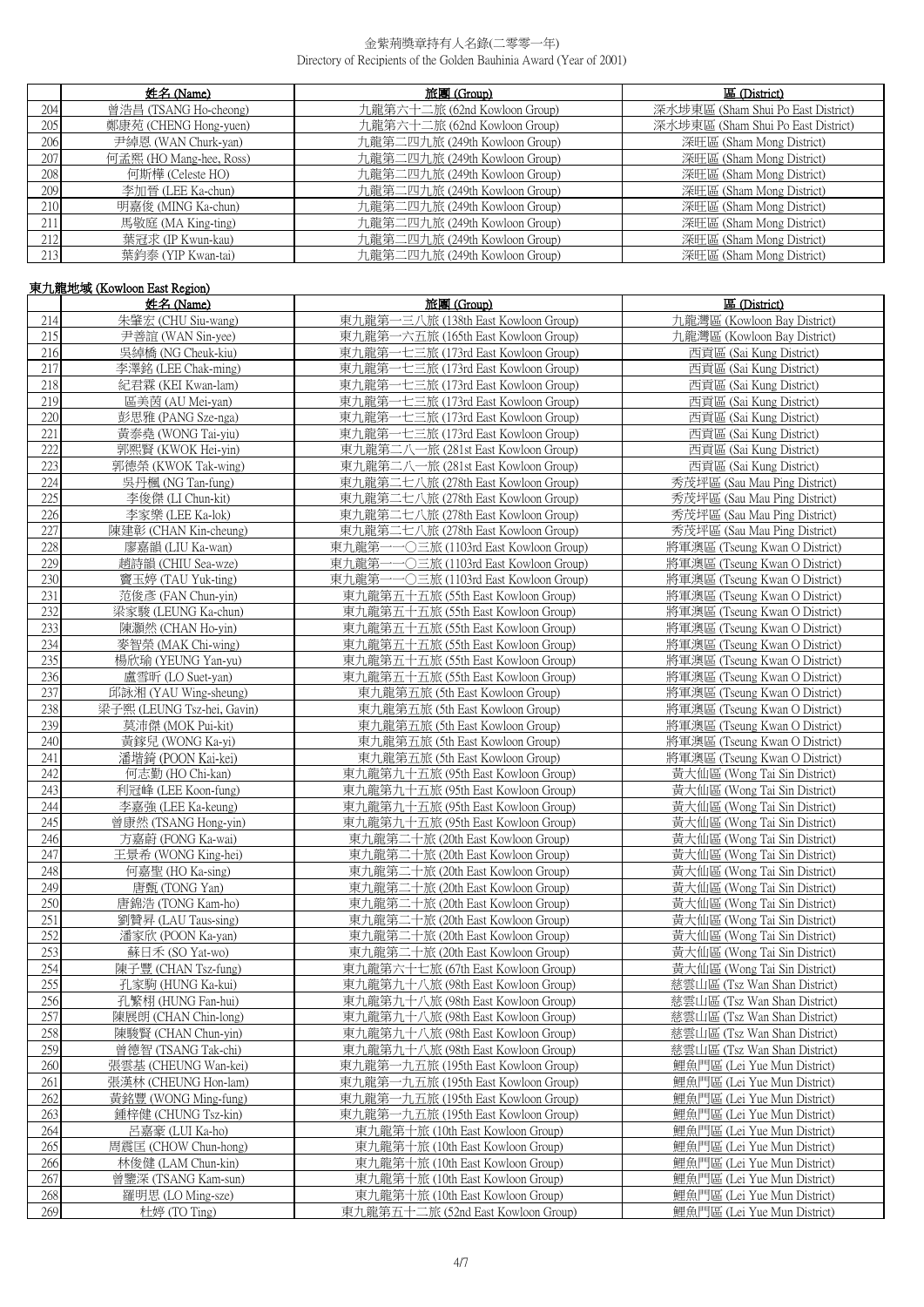金紫荊獎章持有人名錄(二零零一年)
Directory of Recipients of the Golden Bauhinia Award (Year of 2001)

| | 姓名 (Name) | 旅團 (Group) | 區 (District) |
|---|---|---|---|
| 204 | 曾浩昌 (TSANG Ho-cheong) | 九龍第六十二旅 (62nd Kowloon Group) | 深水埗東區 (Sham Shui Po East District) |
| 205 | 鄭康苑 (CHENG Hong-yuen) | 九龍第六十二旅 (62nd Kowloon Group) | 深水埗東區 (Sham Shui Po East District) |
| 206 | 尹綽恩 (WAN Churk-yan) | 九龍第二四九旅 (249th Kowloon Group) | 深旺區 (Sham Mong District) |
| 207 | 何孟熙 (HO Mang-hee, Ross) | 九龍第二四九旅 (249th Kowloon Group) | 深旺區 (Sham Mong District) |
| 208 | 何斯樺 (Celeste HO) | 九龍第二四九旅 (249th Kowloon Group) | 深旺區 (Sham Mong District) |
| 209 | 李加晉 (LEE Ka-chun) | 九龍第二四九旅 (249th Kowloon Group) | 深旺區 (Sham Mong District) |
| 210 | 明嘉俊 (MING Ka-chun) | 九龍第二四九旅 (249th Kowloon Group) | 深旺區 (Sham Mong District) |
| 211 | 馬敬庭 (MA King-ting) | 九龍第二四九旅 (249th Kowloon Group) | 深旺區 (Sham Mong District) |
| 212 | 葉冠求 (IP Kwun-kau) | 九龍第二四九旅 (249th Kowloon Group) | 深旺區 (Sham Mong District) |
| 213 | 葉鈞泰 (YIP Kwan-tai) | 九龍第二四九旅 (249th Kowloon Group) | 深旺區 (Sham Mong District) |

**東九龍地域 (Kowloon East Region)**

| | 姓名 (Name) | 旅團 (Group) | 區 (District) |
|---|---|---|---|
| 214 | 朱肇宏 (CHU Siu-wang) | 東九龍第一三八旅 (138th East Kowloon Group) | 九龍灣區 (Kowloon Bay District) |
| 215 | 尹善誼 (WAN Sin-yee) | 東九龍第一六五旅 (165th East Kowloon Group) | 九龍灣區 (Kowloon Bay District) |
| 216 | 吳綽橋 (NG Cheuk-kiu) | 東九龍第一七三旅 (173rd East Kowloon Group) | 西貢區 (Sai Kung District) |
| 217 | 李澤銘 (LEE Chak-ming) | 東九龍第一七三旅 (173rd East Kowloon Group) | 西貢區 (Sai Kung District) |
| 218 | 紀君霖 (KEI Kwan-lam) | 東九龍第一七三旅 (173rd East Kowloon Group) | 西貢區 (Sai Kung District) |
| 219 | 區美茵 (AU Mei-yan) | 東九龍第一七三旅 (173rd East Kowloon Group) | 西貢區 (Sai Kung District) |
| 220 | 彭思雅 (PANG Sze-nga) | 東九龍第一七三旅 (173rd East Kowloon Group) | 西貢區 (Sai Kung District) |
| 221 | 黃泰堯 (WONG Tai-yiu) | 東九龍第一七三旅 (173rd East Kowloon Group) | 西貢區 (Sai Kung District) |
| 222 | 郭熙賢 (KWOK Hei-yin) | 東九龍第二八一旅 (281st East Kowloon Group) | 西貢區 (Sai Kung District) |
| 223 | 郭德榮 (KWOK Tak-wing) | 東九龍第二八一旅 (281st East Kowloon Group) | 西貢區 (Sai Kung District) |
| 224 | 吳丹楓 (NG Tan-fung) | 東九龍第二七八旅 (278th East Kowloon Group) | 秀茂坪區 (Sau Mau Ping District) |
| 225 | 李俊傑 (LI Chun-kit) | 東九龍第二七八旅 (278th East Kowloon Group) | 秀茂坪區 (Sau Mau Ping District) |
| 226 | 李家樂 (LEE Ka-lok) | 東九龍第二七八旅 (278th East Kowloon Group) | 秀茂坪區 (Sau Mau Ping District) |
| 227 | 陳建彰 (CHAN Kin-cheung) | 東九龍第二七八旅 (278th East Kowloon Group) | 秀茂坪區 (Sau Mau Ping District) |
| 228 | 廖嘉韻 (LIU Ka-wan) | 東九龍第一一〇三旅 (1103rd East Kowloon Group) | 將軍澳區 (Tseung Kwan O District) |
| 229 | 趙詩韻 (CHIU Sea-wze) | 東九龍第一一〇三旅 (1103rd East Kowloon Group) | 將軍澳區 (Tseung Kwan O District) |
| 230 | 竇玉婷 (TAU Yuk-ting) | 東九龍第一一〇三旅 (1103rd East Kowloon Group) | 將軍澳區 (Tseung Kwan O District) |
| 231 | 范俊彥 (FAN Chun-yin) | 東九龍第五十五旅 (55th East Kowloon Group) | 將軍澳區 (Tseung Kwan O District) |
| 232 | 梁家駿 (LEUNG Ka-chun) | 東九龍第五十五旅 (55th East Kowloon Group) | 將軍澳區 (Tseung Kwan O District) |
| 233 | 陳灝然 (CHAN Ho-yin) | 東九龍第五十五旅 (55th East Kowloon Group) | 將軍澳區 (Tseung Kwan O District) |
| 234 | 麥智榮 (MAK Chi-wing) | 東九龍第五十五旅 (55th East Kowloon Group) | 將軍澳區 (Tseung Kwan O District) |
| 235 | 楊欣瑜 (YEUNG Yan-yu) | 東九龍第五十五旅 (55th East Kowloon Group) | 將軍澳區 (Tseung Kwan O District) |
| 236 | 盧雪昕 (LO Suet-yan) | 東九龍第五十五旅 (55th East Kowloon Group) | 將軍澳區 (Tseung Kwan O District) |
| 237 | 邱詠湘 (YAU Wing-sheung) | 東九龍第五旅 (5th East Kowloon Group) | 將軍澳區 (Tseung Kwan O District) |
| 238 | 梁子熙 (LEUNG Tsz-hei, Gavin) | 東九龍第五旅 (5th East Kowloon Group) | 將軍澳區 (Tseung Kwan O District) |
| 239 | 莫沛傑 (MOK Pui-kit) | 東九龍第五旅 (5th East Kowloon Group) | 將軍澳區 (Tseung Kwan O District) |
| 240 | 黃錸兒 (WONG Ka-yi) | 東九龍第五旅 (5th East Kowloon Group) | 將軍澳區 (Tseung Kwan O District) |
| 241 | 潘堦錡 (POON Kai-kei) | 東九龍第五旅 (5th East Kowloon Group) | 將軍澳區 (Tseung Kwan O District) |
| 242 | 何志勤 (HO Chi-kan) | 東九龍第九十五旅 (95th East Kowloon Group) | 黃大仙區 (Wong Tai Sin District) |
| 243 | 利冠峰 (LEE Koon-fung) | 東九龍第九十五旅 (95th East Kowloon Group) | 黃大仙區 (Wong Tai Sin District) |
| 244 | 李嘉強 (LEE Ka-keung) | 東九龍第九十五旅 (95th East Kowloon Group) | 黃大仙區 (Wong Tai Sin District) |
| 245 | 曾康然 (TSANG Hong-yin) | 東九龍第九十五旅 (95th East Kowloon Group) | 黃大仙區 (Wong Tai Sin District) |
| 246 | 方嘉蔚 (FONG Ka-wai) | 東九龍第二十旅 (20th East Kowloon Group) | 黃大仙區 (Wong Tai Sin District) |
| 247 | 王景希 (WONG King-hei) | 東九龍第二十旅 (20th East Kowloon Group) | 黃大仙區 (Wong Tai Sin District) |
| 248 | 何嘉聖 (HO Ka-sing) | 東九龍第二十旅 (20th East Kowloon Group) | 黃大仙區 (Wong Tai Sin District) |
| 249 | 唐甄 (TONG Yan) | 東九龍第二十旅 (20th East Kowloon Group) | 黃大仙區 (Wong Tai Sin District) |
| 250 | 唐錦浩 (TONG Kam-ho) | 東九龍第二十旅 (20th East Kowloon Group) | 黃大仙區 (Wong Tai Sin District) |
| 251 | 劉贊昇 (LAU Taus-sing) | 東九龍第二十旅 (20th East Kowloon Group) | 黃大仙區 (Wong Tai Sin District) |
| 252 | 潘家欣 (POON Ka-yan) | 東九龍第二十旅 (20th East Kowloon Group) | 黃大仙區 (Wong Tai Sin District) |
| 253 | 蘇日禾 (SO Yat-wo) | 東九龍第二十旅 (20th East Kowloon Group) | 黃大仙區 (Wong Tai Sin District) |
| 254 | 陳子豐 (CHAN Tsz-fung) | 東九龍第六十七旅 (67th East Kowloon Group) | 黃大仙區 (Wong Tai Sin District) |
| 255 | 孔家駒 (HUNG Ka-kui) | 東九龍第九十八旅 (98th East Kowloon Group) | 慈雲山區 (Tsz Wan Shan District) |
| 256 | 孔繁栩 (HUNG Fan-hui) | 東九龍第九十八旅 (98th East Kowloon Group) | 慈雲山區 (Tsz Wan Shan District) |
| 257 | 陳展朗 (CHAN Chin-long) | 東九龍第九十八旅 (98th East Kowloon Group) | 慈雲山區 (Tsz Wan Shan District) |
| 258 | 陳駿賢 (CHAN Chun-yin) | 東九龍第九十八旅 (98th East Kowloon Group) | 慈雲山區 (Tsz Wan Shan District) |
| 259 | 曾德智 (TSANG Tak-chi) | 東九龍第九十八旅 (98th East Kowloon Group) | 慈雲山區 (Tsz Wan Shan District) |
| 260 | 張雲基 (CHEUNG Wan-kei) | 東九龍第一九五旅 (195th East Kowloon Group) | 鯉魚門區 (Lei Yue Mun District) |
| 261 | 張漢林 (CHEUNG Hon-lam) | 東九龍第一九五旅 (195th East Kowloon Group) | 鯉魚門區 (Lei Yue Mun District) |
| 262 | 黃銘豐 (WONG Ming-fung) | 東九龍第一九五旅 (195th East Kowloon Group) | 鯉魚門區 (Lei Yue Mun District) |
| 263 | 鍾梓健 (CHUNG Tsz-kin) | 東九龍第一九五旅 (195th East Kowloon Group) | 鯉魚門區 (Lei Yue Mun District) |
| 264 | 呂嘉豪 (LUI Ka-ho) | 東九龍第十旅 (10th East Kowloon Group) | 鯉魚門區 (Lei Yue Mun District) |
| 265 | 周震匡 (CHOW Chun-hong) | 東九龍第十旅 (10th East Kowloon Group) | 鯉魚門區 (Lei Yue Mun District) |
| 266 | 林俊健 (LAM Chun-kin) | 東九龍第十旅 (10th East Kowloon Group) | 鯉魚門區 (Lei Yue Mun District) |
| 267 | 曾鑒深 (TSANG Kam-sun) | 東九龍第十旅 (10th East Kowloon Group) | 鯉魚門區 (Lei Yue Mun District) |
| 268 | 羅明思 (LO Ming-sze) | 東九龍第十旅 (10th East Kowloon Group) | 鯉魚門區 (Lei Yue Mun District) |
| 269 | 杜婷 (TO Ting) | 東九龍第五十二旅 (52nd East Kowloon Group) | 鯉魚門區 (Lei Yue Mun District) |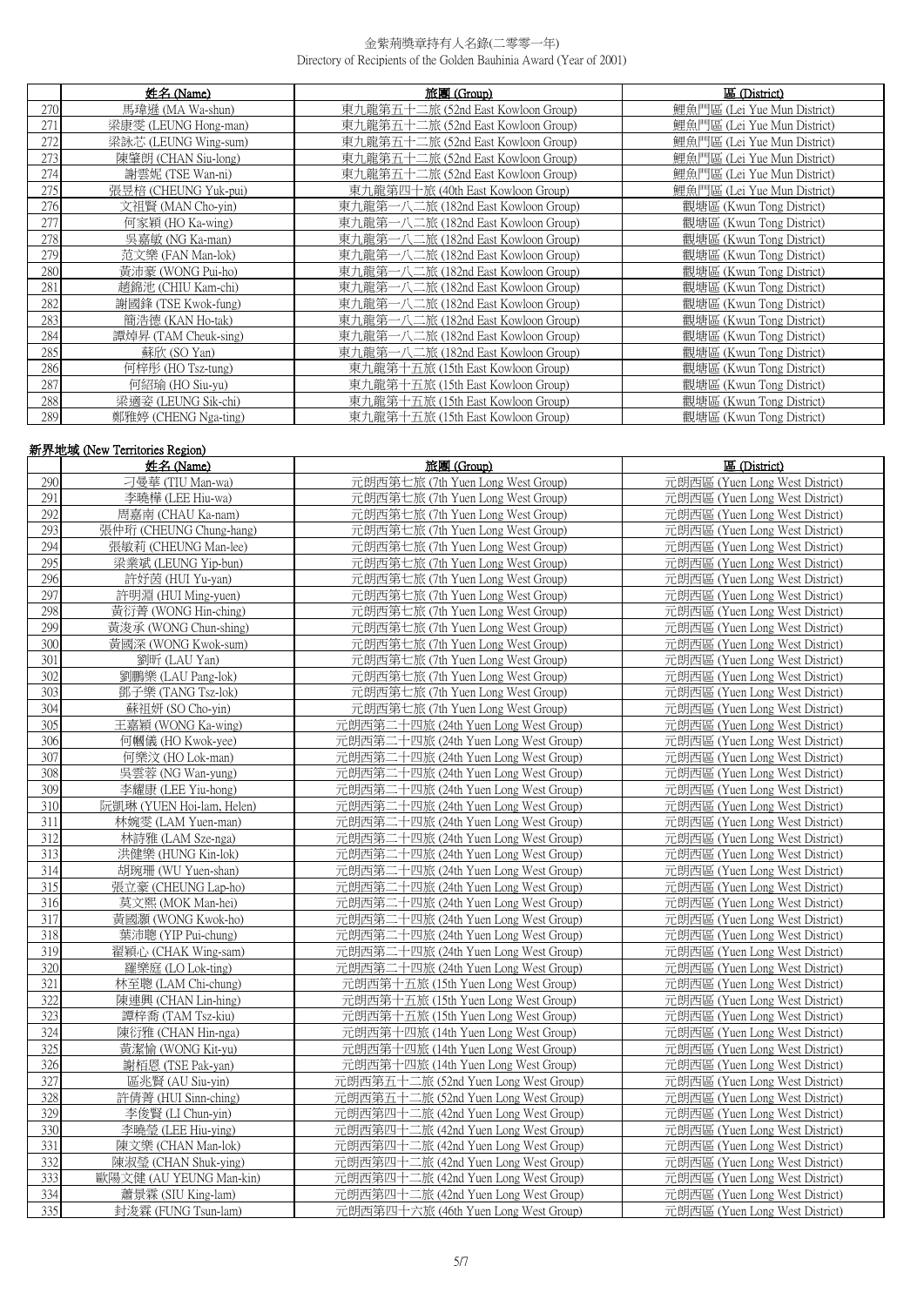|  | 姓名 (Name) | 旅團 (Group) | 區 (District) |
|---|---|---|---|
| 270 | 馬瑋遜 (MA Wa-shun) | 東九龍第五十二旅 (52nd East Kowloon Group) | 鯉魚門區 (Lei Yue Mun District) |
| 271 | 梁康雯 (LEUNG Hong-man) | 東九龍第五十二旅 (52nd East Kowloon Group) | 鯉魚門區 (Lei Yue Mun District) |
| 272 | 梁詠芯 (LEUNG Wing-sum) | 東九龍第五十二旅 (52nd East Kowloon Group) | 鯉魚門區 (Lei Yue Mun District) |
| 273 | 陳肇朗 (CHAN Siu-long) | 東九龍第五十二旅 (52nd East Kowloon Group) | 鯉魚門區 (Lei Yue Mun District) |
| 274 | 謝雲妮 (TSE Wan-ni) | 東九龍第五十二旅 (52nd East Kowloon Group) | 鯉魚門區 (Lei Yue Mun District) |
| 275 | 張昱棓 (CHEUNG Yuk-pui) | 東九龍第四十旅 (40th East Kowloon Group) | 鯉魚門區 (Lei Yue Mun District) |
| 276 | 文祖賢 (MAN Cho-yin) | 東九龍第一八二旅 (182nd East Kowloon Group) | 觀塘區 (Kwun Tong District) |
| 277 | 何家穎 (HO Ka-wing) | 東九龍第一八二旅 (182nd East Kowloon Group) | 觀塘區 (Kwun Tong District) |
| 278 | 吳嘉敏 (NG Ka-man) | 東九龍第一八二旅 (182nd East Kowloon Group) | 觀塘區 (Kwun Tong District) |
| 279 | 范文樂 (FAN Man-lok) | 東九龍第一八二旅 (182nd East Kowloon Group) | 觀塘區 (Kwun Tong District) |
| 280 | 黃沛豪 (WONG Pui-ho) | 東九龍第一八二旅 (182nd East Kowloon Group) | 觀塘區 (Kwun Tong District) |
| 281 | 趙錦池 (CHIU Kam-chi) | 東九龍第一八二旅 (182nd East Kowloon Group) | 觀塘區 (Kwun Tong District) |
| 282 | 謝國鋒 (TSE Kwok-fung) | 東九龍第一八二旅 (182nd East Kowloon Group) | 觀塘區 (Kwun Tong District) |
| 283 | 簡浩德 (KAN Ho-tak) | 東九龍第一八二旅 (182nd East Kowloon Group) | 觀塘區 (Kwun Tong District) |
| 284 | 譚焯昇 (TAM Cheuk-sing) | 東九龍第一八二旅 (182nd East Kowloon Group) | 觀塘區 (Kwun Tong District) |
| 285 | 蘇欣 (SO Yan) | 東九龍第一八二旅 (182nd East Kowloon Group) | 觀塘區 (Kwun Tong District) |
| 286 | 何梓彤 (HO Tsz-tung) | 東九龍第十五旅 (15th East Kowloon Group) | 觀塘區 (Kwun Tong District) |
| 287 | 何紹瑜 (HO Siu-yu) | 東九龍第十五旅 (15th East Kowloon Group) | 觀塘區 (Kwun Tong District) |
| 288 | 梁適姿 (LEUNG Sik-chi) | 東九龍第十五旅 (15th East Kowloon Group) | 觀塘區 (Kwun Tong District) |
| 289 | 鄭雅婷 (CHENG Nga-ting) | 東九龍第十五旅 (15th East Kowloon Group) | 觀塘區 (Kwun Tong District) |

## 新界地域 (New Territories Region)

|  | 姓名 (Name) | 旅團 (Group) | 區 (District) |
|---|---|---|---|
| 290 | 刁曼華 (TIU Man-wa) | 元朗西第七旅 (7th Yuen Long West Group) | 元朗西區 (Yuen Long West District) |
| 291 | 李曉樺 (LEE Hiu-wa) | 元朗西第七旅 (7th Yuen Long West Group) | 元朗西區 (Yuen Long West District) |
| 292 | 周嘉南 (CHAU Ka-nam) | 元朗西第七旅 (7th Yuen Long West Group) | 元朗西區 (Yuen Long West District) |
| 293 | 張仲珩 (CHEUNG Chung-hang) | 元朗西第七旅 (7th Yuen Long West Group) | 元朗西區 (Yuen Long West District) |
| 294 | 張敏莉 (CHEUNG Man-lee) | 元朗西第七旅 (7th Yuen Long West Group) | 元朗西區 (Yuen Long West District) |
| 295 | 梁業斌 (LEUNG Yip-bun) | 元朗西第七旅 (7th Yuen Long West Group) | 元朗西區 (Yuen Long West District) |
| 296 | 許妤茵 (HUI Yu-yan) | 元朗西第七旅 (7th Yuen Long West Group) | 元朗西區 (Yuen Long West District) |
| 297 | 許明淵 (HUI Ming-yuen) | 元朗西第七旅 (7th Yuen Long West Group) | 元朗西區 (Yuen Long West District) |
| 298 | 黃衍菁 (WONG Hin-ching) | 元朗西第七旅 (7th Yuen Long West Group) | 元朗西區 (Yuen Long West District) |
| 299 | 黃浚承 (WONG Chun-shing) | 元朗西第七旅 (7th Yuen Long West Group) | 元朗西區 (Yuen Long West District) |
| 300 | 黃國深 (WONG Kwok-sum) | 元朗西第七旅 (7th Yuen Long West Group) | 元朗西區 (Yuen Long West District) |
| 301 | 劉昕 (LAU Yan) | 元朗西第七旅 (7th Yuen Long West Group) | 元朗西區 (Yuen Long West District) |
| 302 | 劉鵬樂 (LAU Pang-lok) | 元朗西第七旅 (7th Yuen Long West Group) | 元朗西區 (Yuen Long West District) |
| 303 | 鄧子樂 (TANG Tsz-lok) | 元朗西第七旅 (7th Yuen Long West Group) | 元朗西區 (Yuen Long West District) |
| 304 | 蘇祖妍 (SO Cho-yin) | 元朗西第七旅 (7th Yuen Long West Group) | 元朗西區 (Yuen Long West District) |
| 305 | 王嘉穎 (WONG Ka-wing) | 元朗西第二十四旅 (24th Yuen Long West Group) | 元朗西區 (Yuen Long West District) |
| 306 | 何幗儀 (HO Kwok-yee) | 元朗西第二十四旅 (24th Yuen Long West Group) | 元朗西區 (Yuen Long West District) |
| 307 | 何樂汶 (HO Lok-man) | 元朗西第二十四旅 (24th Yuen Long West Group) | 元朗西區 (Yuen Long West District) |
| 308 | 吳雲蓉 (NG Wan-yung) | 元朗西第二十四旅 (24th Yuen Long West Group) | 元朗西區 (Yuen Long West District) |
| 309 | 李耀康 (LEE Yiu-hong) | 元朗西第二十四旅 (24th Yuen Long West Group) | 元朗西區 (Yuen Long West District) |
| 310 | 阮凱琳 (YUEN Hoi-lam, Helen) | 元朗西第二十四旅 (24th Yuen Long West Group) | 元朗西區 (Yuen Long West District) |
| 311 | 林婉雯 (LAM Yuen-man) | 元朗西第二十四旅 (24th Yuen Long West Group) | 元朗西區 (Yuen Long West District) |
| 312 | 林詩雅 (LAM Sze-nga) | 元朗西第二十四旅 (24th Yuen Long West Group) | 元朗西區 (Yuen Long West District) |
| 313 | 洪健樂 (HUNG Kin-lok) | 元朗西第二十四旅 (24th Yuen Long West Group) | 元朗西區 (Yuen Long West District) |
| 314 | 胡琬珊 (WU Yuen-shan) | 元朗西第二十四旅 (24th Yuen Long West Group) | 元朗西區 (Yuen Long West District) |
| 315 | 張立豪 (CHEUNG Lap-ho) | 元朗西第二十四旅 (24th Yuen Long West Group) | 元朗西區 (Yuen Long West District) |
| 316 | 莫文熙 (MOK Man-hei) | 元朗西第二十四旅 (24th Yuen Long West Group) | 元朗西區 (Yuen Long West District) |
| 317 | 黃國灝 (WONG Kwok-ho) | 元朗西第二十四旅 (24th Yuen Long West Group) | 元朗西區 (Yuen Long West District) |
| 318 | 葉沛聰 (YIP Pui-chung) | 元朗西第二十四旅 (24th Yuen Long West Group) | 元朗西區 (Yuen Long West District) |
| 319 | 翟穎心 (CHAK Wing-sam) | 元朗西第二十四旅 (24th Yuen Long West Group) | 元朗西區 (Yuen Long West District) |
| 320 | 羅樂庭 (LO Lok-ting) | 元朗西第二十四旅 (24th Yuen Long West Group) | 元朗西區 (Yuen Long West District) |
| 321 | 林至聰 (LAM Chi-chung) | 元朗西第十五旅 (15th Yuen Long West Group) | 元朗西區 (Yuen Long West District) |
| 322 | 陳連興 (CHAN Lin-hing) | 元朗西第十五旅 (15th Yuen Long West Group) | 元朗西區 (Yuen Long West District) |
| 323 | 譚梓喬 (TAM Tsz-kiu) | 元朗西第十五旅 (15th Yuen Long West Group) | 元朗西區 (Yuen Long West District) |
| 324 | 陳衍雅 (CHAN Hin-nga) | 元朗西第十四旅 (14th Yuen Long West Group) | 元朗西區 (Yuen Long West District) |
| 325 | 黃潔愉 (WONG Kit-yu) | 元朗西第十四旅 (14th Yuen Long West Group) | 元朗西區 (Yuen Long West District) |
| 326 | 謝栢恩 (TSE Pak-yan) | 元朗西第十四旅 (14th Yuen Long West Group) | 元朗西區 (Yuen Long West District) |
| 327 | 區兆賢 (AU Siu-yin) | 元朗西第五十二旅 (52nd Yuen Long West Group) | 元朗西區 (Yuen Long West District) |
| 328 | 許倩菁 (HUI Sinn-ching) | 元朗西第五十二旅 (52nd Yuen Long West Group) | 元朗西區 (Yuen Long West District) |
| 329 | 李俊賢 (LI Chun-yin) | 元朗西第四十二旅 (42nd Yuen Long West Group) | 元朗西區 (Yuen Long West District) |
| 330 | 李曉瑩 (LEE Hiu-ying) | 元朗西第四十二旅 (42nd Yuen Long West Group) | 元朗西區 (Yuen Long West District) |
| 331 | 陳文樂 (CHAN Man-lok) | 元朗西第四十二旅 (42nd Yuen Long West Group) | 元朗西區 (Yuen Long West District) |
| 332 | 陳淑瑩 (CHAN Shuk-ying) | 元朗西第四十二旅 (42nd Yuen Long West Group) | 元朗西區 (Yuen Long West District) |
| 333 | 歐陽文健 (AU YEUNG Man-kin) | 元朗西第四十二旅 (42nd Yuen Long West Group) | 元朗西區 (Yuen Long West District) |
| 334 | 蕭景霖 (SIU King-lam) | 元朗西第四十二旅 (42nd Yuen Long West Group) | 元朗西區 (Yuen Long West District) |
| 335 | 封浚霖 (FUNG Tsun-lam) | 元朗西第四十六旅 (46th Yuen Long West Group) | 元朗西區 (Yuen Long West District) |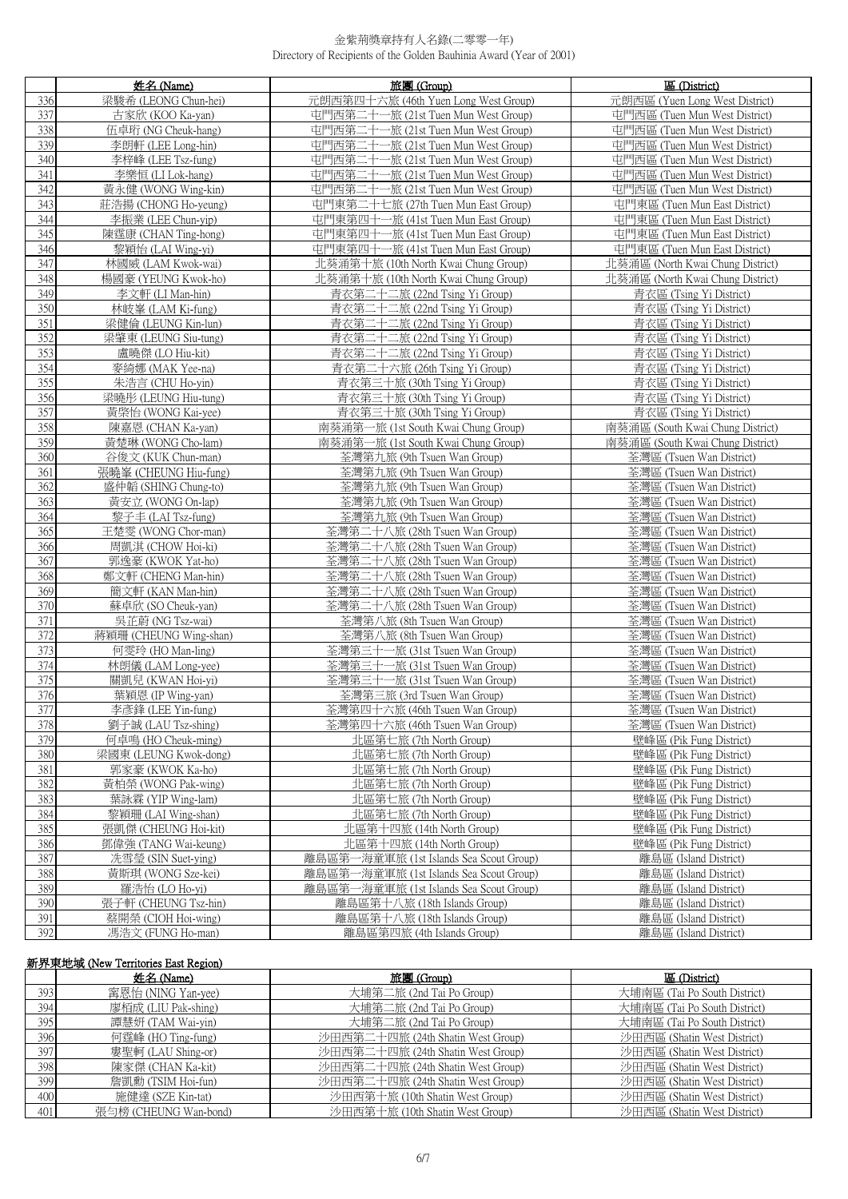| | 姓名 (Name) | 旅團 (Group) | 區 (District) |
|---|---|---|---|
| 336 | 梁駿希 (LEONG Chun-hei) | 元朗西第四十六旅 (46th Yuen Long West Group) | 元朗西區 (Yuen Long West District) |
| 337 | 古家欣 (KOO Ka-yan) | 屯門西第二十一旅 (21st Tuen Mun West Group) | 屯門西區 (Tuen Mun West District) |
| 338 | 伍卓珩 (NG Cheuk-hang) | 屯門西第二十一旅 (21st Tuen Mun West Group) | 屯門西區 (Tuen Mun West District) |
| 339 | 李朗軒 (LEE Long-hin) | 屯門西第二十一旅 (21st Tuen Mun West Group) | 屯門西區 (Tuen Mun West District) |
| 340 | 李梓峰 (LEE Tsz-fung) | 屯門西第二十一旅 (21st Tuen Mun West Group) | 屯門西區 (Tuen Mun West District) |
| 341 | 李樂恒 (LI Lok-hang) | 屯門西第二十一旅 (21st Tuen Mun West Group) | 屯門西區 (Tuen Mun West District) |
| 342 | 黃永健 (WONG Wing-kin) | 屯門西第二十一旅 (21st Tuen Mun West Group) | 屯門西區 (Tuen Mun West District) |
| 343 | 莊浩揚 (CHONG Ho-yeung) | 屯門東第二十七旅 (27th Tuen Mun East Group) | 屯門東區 (Tuen Mun East District) |
| 344 | 李振業 (LEE Chun-yip) | 屯門東第四十一旅 (41st Tuen Mun East Group) | 屯門東區 (Tuen Mun East District) |
| 345 | 陳霆康 (CHAN Ting-hong) | 屯門東第四十一旅 (41st Tuen Mun East Group) | 屯門東區 (Tuen Mun East District) |
| 346 | 黎穎怡 (LAI Wing-yi) | 屯門東第四十一旅 (41st Tuen Mun East Group) | 屯門東區 (Tuen Mun East District) |
| 347 | 林國威 (LAM Kwok-wai) | 北葵涌第十旅 (10th North Kwai Chung Group) | 北葵涌區 (North Kwai Chung District) |
| 348 | 楊國豪 (YEUNG Kwok-ho) | 北葵涌第十旅 (10th North Kwai Chung Group) | 北葵涌區 (North Kwai Chung District) |
| 349 | 李文軒 (LI Man-hin) | 青衣第二十二旅 (22nd Tsing Yi Group) | 青衣區 (Tsing Yi District) |
| 350 | 林岐峯 (LAM Ki-fung) | 青衣第二十二旅 (22nd Tsing Yi Group) | 青衣區 (Tsing Yi District) |
| 351 | 梁健倫 (LEUNG Kin-lun) | 青衣第二十二旅 (22nd Tsing Yi Group) | 青衣區 (Tsing Yi District) |
| 352 | 梁肇東 (LEUNG Siu-tung) | 青衣第二十二旅 (22nd Tsing Yi Group) | 青衣區 (Tsing Yi District) |
| 353 | 盧曉傑 (LO Hiu-kit) | 青衣第二十二旅 (22nd Tsing Yi Group) | 青衣區 (Tsing Yi District) |
| 354 | 麥綺娜 (MAK Yee-na) | 青衣第二十六旅 (26th Tsing Yi Group) | 青衣區 (Tsing Yi District) |
| 355 | 朱浩言 (CHU Ho-yin) | 青衣第三十旅 (30th Tsing Yi Group) | 青衣區 (Tsing Yi District) |
| 356 | 梁曉彤 (LEUNG Hiu-tung) | 青衣第三十旅 (30th Tsing Yi Group) | 青衣區 (Tsing Yi District) |
| 357 | 黃棨怡 (WONG Kai-yee) | 青衣第三十旅 (30th Tsing Yi Group) | 青衣區 (Tsing Yi District) |
| 358 | 陳嘉恩 (CHAN Ka-yan) | 南葵涌第一旅 (1st South Kwai Chung Group) | 南葵涌區 (South Kwai Chung District) |
| 359 | 黃楚琳 (WONG Cho-lam) | 南葵涌第一旅 (1st South Kwai Chung Group) | 南葵涌區 (South Kwai Chung District) |
| 360 | 谷俊文 (KUK Chun-man) | 荃灣第九旅 (9th Tsuen Wan Group) | 荃灣區 (Tsuen Wan District) |
| 361 | 張曉峯 (CHEUNG Hiu-fung) | 荃灣第九旅 (9th Tsuen Wan Group) | 荃灣區 (Tsuen Wan District) |
| 362 | 盛仲韜 (SHING Chung-to) | 荃灣第九旅 (9th Tsuen Wan Group) | 荃灣區 (Tsuen Wan District) |
| 363 | 黃安立 (WONG On-lap) | 荃灣第九旅 (9th Tsuen Wan Group) | 荃灣區 (Tsuen Wan District) |
| 364 | 黎子丰 (LAI Tsz-fung) | 荃灣第九旅 (9th Tsuen Wan Group) | 荃灣區 (Tsuen Wan District) |
| 365 | 王楚雯 (WONG Chor-man) | 荃灣第二十八旅 (28th Tsuen Wan Group) | 荃灣區 (Tsuen Wan District) |
| 366 | 周凱淇 (CHOW Hoi-ki) | 荃灣第二十八旅 (28th Tsuen Wan Group) | 荃灣區 (Tsuen Wan District) |
| 367 | 郭逸豪 (KWOK Yat-ho) | 荃灣第二十八旅 (28th Tsuen Wan Group) | 荃灣區 (Tsuen Wan District) |
| 368 | 鄭文軒 (CHENG Man-hin) | 荃灣第二十八旅 (28th Tsuen Wan Group) | 荃灣區 (Tsuen Wan District) |
| 369 | 簡文軒 (KAN Man-hin) | 荃灣第二十八旅 (28th Tsuen Wan Group) | 荃灣區 (Tsuen Wan District) |
| 370 | 蘇卓欣 (SO Cheuk-yan) | 荃灣第二十八旅 (28th Tsuen Wan Group) | 荃灣區 (Tsuen Wan District) |
| 371 | 吳芷蔚 (NG Tsz-wai) | 荃灣第八旅 (8th Tsuen Wan Group) | 荃灣區 (Tsuen Wan District) |
| 372 | 蔣穎珊 (CHEUNG Wing-shan) | 荃灣第八旅 (8th Tsuen Wan Group) | 荃灣區 (Tsuen Wan District) |
| 373 | 何雯玲 (HO Man-ling) | 荃灣第三十一旅 (31st Tsuen Wan Group) | 荃灣區 (Tsuen Wan District) |
| 374 | 林朗儀 (LAM Long-yee) | 荃灣第三十一旅 (31st Tsuen Wan Group) | 荃灣區 (Tsuen Wan District) |
| 375 | 關凱兒 (KWAN Hoi-yi) | 荃灣第三十一旅 (31st Tsuen Wan Group) | 荃灣區 (Tsuen Wan District) |
| 376 | 葉穎恩 (IP Wing-yan) | 荃灣第三旅 (3rd Tsuen Wan Group) | 荃灣區 (Tsuen Wan District) |
| 377 | 李彥鋒 (LEE Yin-fung) | 荃灣第四十六旅 (46th Tsuen Wan Group) | 荃灣區 (Tsuen Wan District) |
| 378 | 劉子誠 (LAU Tsz-shing) | 荃灣第四十六旅 (46th Tsuen Wan Group) | 荃灣區 (Tsuen Wan District) |
| 379 | 何卓鳴 (HO Cheuk-ming) | 北區第七旅 (7th North Group) | 璧峰區 (Pik Fung District) |
| 380 | 梁國東 (LEUNG Kwok-dong) | 北區第七旅 (7th North Group) | 璧峰區 (Pik Fung District) |
| 381 | 郭家豪 (KWOK Ka-ho) | 北區第七旅 (7th North Group) | 璧峰區 (Pik Fung District) |
| 382 | 黃柏榮 (WONG Pak-wing) | 北區第七旅 (7th North Group) | 璧峰區 (Pik Fung District) |
| 383 | 葉詠霖 (YIP Wing-lam) | 北區第七旅 (7th North Group) | 璧峰區 (Pik Fung District) |
| 384 | 黎穎珊 (LAI Wing-shan) | 北區第七旅 (7th North Group) | 璧峰區 (Pik Fung District) |
| 385 | 張凱傑 (CHEUNG Hoi-kit) | 北區第十四旅 (14th North Group) | 璧峰區 (Pik Fung District) |
| 386 | 鄧偉強 (TANG Wai-keung) | 北區第十四旅 (14th North Group) | 璧峰區 (Pik Fung District) |
| 387 | 冼雪瑩 (SIN Suet-ying) | 離島區第一海童軍旅 (1st Islands Sea Scout Group) | 離島區 (Island District) |
| 388 | 黃斯琪 (WONG Sze-kei) | 離島區第一海童軍旅 (1st Islands Sea Scout Group) | 離島區 (Island District) |
| 389 | 羅浩怡 (LO Ho-yi) | 離島區第一海童軍旅 (1st Islands Sea Scout Group) | 離島區 (Island District) |
| 390 | 張子軒 (CHEUNG Tsz-hin) | 離島區第十八旅 (18th Islands Group) | 離島區 (Island District) |
| 391 | 蔡開榮 (CIOH Hoi-wing) | 離島區第十八旅 (18th Islands Group) | 離島區 (Island District) |
| 392 | 馮浩文 (FUNG Ho-man) | 離島區第四旅 (4th Islands Group) | 離島區 (Island District) |

## 新界東地域 (New Territories East Region)

| | 姓名 (Name) | 旅團 (Group) | 區 (District) |
|---|---|---|---|
| 393 | 甯恩怡 (NING Yan-yee) | 大埔第二旅 (2nd Tai Po Group) | 大埔南區 (Tai Po South District) |
| 394 | 廖栢成 (LIU Pak-shing) | 大埔第二旅 (2nd Tai Po Group) | 大埔南區 (Tai Po South District) |
| 395 | 譚慧妍 (TAM Wai-yin) | 大埔第二旅 (2nd Tai Po Group) | 大埔南區 (Tai Po South District) |
| 396 | 何霆峰 (HO Ting-fung) | 沙田西第二十四旅 (24th Shatin West Group) | 沙田西區 (Shatin West District) |
| 397 | 婁聖軻 (LAU Shing-or) | 沙田西第二十四旅 (24th Shatin West Group) | 沙田西區 (Shatin West District) |
| 398 | 陳家傑 (CHAN Ka-kit) | 沙田西第二十四旅 (24th Shatin West Group) | 沙田西區 (Shatin West District) |
| 399 | 詹凱勳 (TSIM Hoi-fun) | 沙田西第二十四旅 (24th Shatin West Group) | 沙田西區 (Shatin West District) |
| 400 | 施健達 (SZE Kin-tat) | 沙田西第十旅 (10th Shatin West Group) | 沙田西區 (Shatin West District) |
| 401 | 張匀榜 (CHEUNG Wan-bond) | 沙田西第十旅 (10th Shatin West Group) | 沙田西區 (Shatin West District) |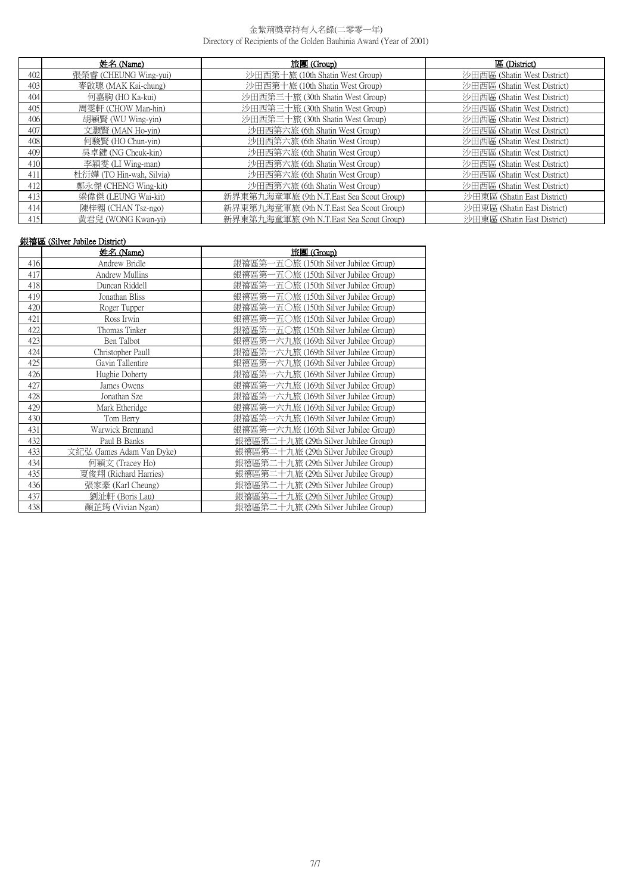金紫荊獎章持有人名錄(二零零一年)
Directory of Recipients of the Golden Bauhinia Award (Year of 2001)

| | 姓名 (Name) | 旅團 (Group) | 區 (District) |
|---|---|---|---|
| 402 | 張榮睿 (CHEUNG Wing-yui) | 沙田西第十旅 (10th Shatin West Group) | 沙田西區 (Shatin West District) |
| 403 | 麥啟聰 (MAK Kai-chung) | 沙田西第十旅 (10th Shatin West Group) | 沙田西區 (Shatin West District) |
| 404 | 何嘉駒 (HO Ka-kui) | 沙田西第三十旅 (30th Shatin West Group) | 沙田西區 (Shatin West District) |
| 405 | 周雯軒 (CHOW Man-hin) | 沙田西第三十旅 (30th Shatin West Group) | 沙田西區 (Shatin West District) |
| 406 | 胡穎賢 (WU Wing-yin) | 沙田西第三十旅 (30th Shatin West Group) | 沙田西區 (Shatin West District) |
| 407 | 文灝賢 (MAN Ho-yin) | 沙田西第六旅 (6th Shatin West Group) | 沙田西區 (Shatin West District) |
| 408 | 何駿賢 (HO Chun-yin) | 沙田西第六旅 (6th Shatin West Group) | 沙田西區 (Shatin West District) |
| 409 | 吳卓鍵 (NG Cheuk-kin) | 沙田西第六旅 (6th Shatin West Group) | 沙田西區 (Shatin West District) |
| 410 | 李穎雯 (LI Wing-man) | 沙田西第六旅 (6th Shatin West Group) | 沙田西區 (Shatin West District) |
| 411 | 杜衍燁 (TO Hin-wah, Silvia) | 沙田西第六旅 (6th Shatin West Group) | 沙田西區 (Shatin West District) |
| 412 | 鄭永傑 (CHENG Wing-kit) | 沙田西第六旅 (6th Shatin West Group) | 沙田西區 (Shatin West District) |
| 413 | 梁偉傑 (LEUNG Wai-kit) | 新界東第九海童軍旅 (9th N.T.East Sea Scout Group) | 沙田東區 (Shatin East District) |
| 414 | 陳梓翱 (CHAN Tsz-ngo) | 新界東第九海童軍旅 (9th N.T.East Sea Scout Group) | 沙田東區 (Shatin East District) |
| 415 | 黃君兒 (WONG Kwan-yi) | 新界東第九海童軍旅 (9th N.T.East Sea Scout Group) | 沙田東區 (Shatin East District) |

## 銀禧區 (Silver Jubilee District)

| | 姓名 (Name) | 旅團 (Group) |
|---|---|---|
| 416 | Andrew Bridle | 銀禧區第一五〇旅 (150th Silver Jubilee Group) |
| 417 | Andrew Mullins | 銀禧區第一五〇旅 (150th Silver Jubilee Group) |
| 418 | Duncan Riddell | 銀禧區第一五〇旅 (150th Silver Jubilee Group) |
| 419 | Jonathan Bliss | 銀禧區第一五〇旅 (150th Silver Jubilee Group) |
| 420 | Roger Tupper | 銀禧區第一五〇旅 (150th Silver Jubilee Group) |
| 421 | Ross Irwin | 銀禧區第一五〇旅 (150th Silver Jubilee Group) |
| 422 | Thomas Tinker | 銀禧區第一五〇旅 (150th Silver Jubilee Group) |
| 423 | Ben Talbot | 銀禧區第一六九旅 (169th Silver Jubilee Group) |
| 424 | Christopher Paull | 銀禧區第一六九旅 (169th Silver Jubilee Group) |
| 425 | Gavin Tallentire | 銀禧區第一六九旅 (169th Silver Jubilee Group) |
| 426 | Hughie Doherty | 銀禧區第一六九旅 (169th Silver Jubilee Group) |
| 427 | James Owens | 銀禧區第一六九旅 (169th Silver Jubilee Group) |
| 428 | Jonathan Sze | 銀禧區第一六九旅 (169th Silver Jubilee Group) |
| 429 | Mark Etheridge | 銀禧區第一六九旅 (169th Silver Jubilee Group) |
| 430 | Tom Berry | 銀禧區第一六九旅 (169th Silver Jubilee Group) |
| 431 | Warwick Brennand | 銀禧區第一六九旅 (169th Silver Jubilee Group) |
| 432 | Paul B Banks | 銀禧區第二十九旅 (29th Silver Jubilee Group) |
| 433 | 文紀弘 (James Adam Van Dyke) | 銀禧區第二十九旅 (29th Silver Jubilee Group) |
| 434 | 何穎文 (Tracey Ho) | 銀禧區第二十九旅 (29th Silver Jubilee Group) |
| 435 | 夏俊翔 (Richard Harries) | 銀禧區第二十九旅 (29th Silver Jubilee Group) |
| 436 | 張家豪 (Karl Cheung) | 銀禧區第二十九旅 (29th Silver Jubilee Group) |
| 437 | 劉沚軒 (Boris Lau) | 銀禧區第二十九旅 (29th Silver Jubilee Group) |
| 438 | 顏芷筠 (Vivian Ngan) | 銀禧區第二十九旅 (29th Silver Jubilee Group) |